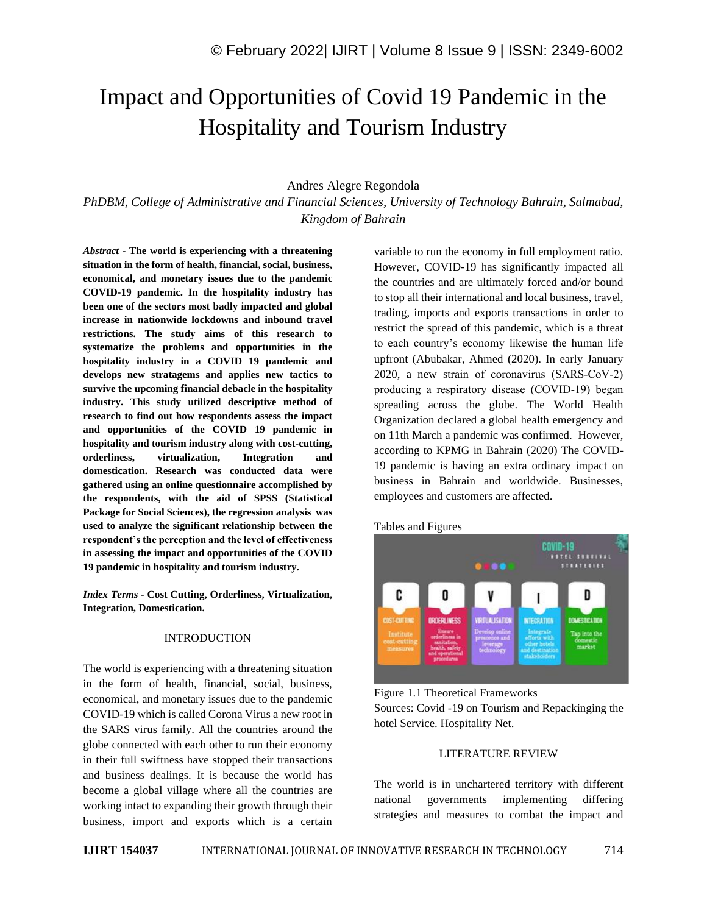# Impact and Opportunities of Covid 19 Pandemic in the Hospitality and Tourism Industry

Andres Alegre Regondola

*PhDBM, College of Administrative and Financial Sciences, University of Technology Bahrain, Salmabad, Kingdom of Bahrain*

***Abstract* - The world is experiencing with a threatening situation in the form of health, financial, social, business, economical, and monetary issues due to the pandemic COVID-19 pandemic. In the hospitality industry has been one of the sectors most badly impacted and global increase in nationwide lockdowns and inbound travel restrictions. The study aims of this research to systematize the problems and opportunities in the hospitality industry in a COVID 19 pandemic and develops new stratagems and applies new tactics to survive the upcoming financial debacle in the hospitality industry. This study utilized descriptive method of research to find out how respondents assess the impact and opportunities of the COVID 19 pandemic in hospitality and tourism industry along with cost-cutting, orderliness, virtualization, Integration and domestication. Research was conducted data were gathered using an online questionnaire accomplished by the respondents, with the aid of SPSS (Statistical Package for Social Sciences), the regression analysis was used to analyze the significant relationship between the respondent's the perception and the level of effectiveness in assessing the impact and opportunities of the COVID 19 pandemic in hospitality and tourism industry.**

***Index Terms* - Cost Cutting, Orderliness, Virtualization, Integration, Domestication.**

## INTRODUCTION

The world is experiencing with a threatening situation in the form of health, financial, social, business, economical, and monetary issues due to the pandemic COVID-19 which is called Corona Virus a new root in the SARS virus family. All the countries around the globe connected with each other to run their economy in their full swiftness have stopped their transactions and business dealings. It is because the world has become a global village where all the countries are working intact to expanding their growth through their business, import and exports which is a certain variable to run the economy in full employment ratio. However, COVID-19 has significantly impacted all the countries and are ultimately forced and/or bound to stop all their international and local business, travel, trading, imports and exports transactions in order to restrict the spread of this pandemic, which is a threat to each country's economy likewise the human life upfront (Abubakar, Ahmed (2020). In early January 2020, a new strain of coronavirus (SARS-CoV-2) producing a respiratory disease (COVID-19) began spreading across the globe. The World Health Organization declared a global health emergency and on 11th March a pandemic was confirmed. However, according to KPMG in Bahrain (2020) The COVID-19 pandemic is having an extra ordinary impact on business in Bahrain and worldwide. Businesses, employees and customers are affected.

Tables and Figures

Figure 1.1 Theoretical Frameworks
Sources: Covid -19 on Tourism and Repackinging the hotel Service. Hospitality Net.

## LITERATURE REVIEW

The world is in unchartered territory with different national governments implementing differing strategies and measures to combat the impact and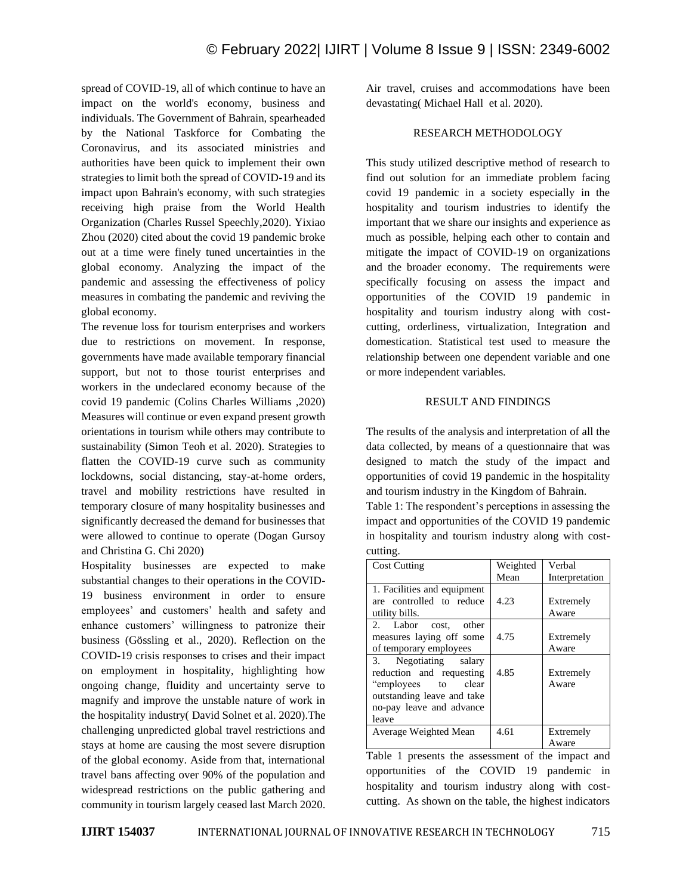spread of COVID-19, all of which continue to have an impact on the world's economy, business and individuals. The Government of Bahrain, spearheaded by the National Taskforce for Combating the Coronavirus, and its associated ministries and authorities have been quick to implement their own strategies to limit both the spread of COVID-19 and its impact upon Bahrain's economy, with such strategies receiving high praise from the World Health Organization (Charles Russel Speechly,2020). Yixiao Zhou (2020) cited about the covid 19 pandemic broke out at a time were finely tuned uncertainties in the global economy. Analyzing the impact of the pandemic and assessing the effectiveness of policy measures in combating the pandemic and reviving the global economy.

The revenue loss for tourism enterprises and workers due to restrictions on movement. In response, governments have made available temporary financial support, but not to those tourist enterprises and workers in the undeclared economy because of the covid 19 pandemic (Colins Charles Williams ,2020) Measures will continue or even expand present growth orientations in tourism while others may contribute to sustainability (Simon Teoh et al. 2020). Strategies to flatten the COVID-19 curve such as community lockdowns, social distancing, stay-at-home orders, travel and mobility restrictions have resulted in temporary closure of many hospitality businesses and significantly decreased the demand for businesses that were allowed to continue to operate (Dogan Gursoy and Christina G. Chi 2020)

Hospitality businesses are expected to make substantial changes to their operations in the COVID-19 business environment in order to ensure employees' and customers' health and safety and enhance customers' willingness to patronize their business (Gössling et al., 2020). Reflection on the COVID-19 crisis responses to crises and their impact on employment in hospitality, highlighting how ongoing change, fluidity and uncertainty serve to magnify and improve the unstable nature of work in the hospitality industry( David Solnet et al. 2020).The challenging unpredicted global travel restrictions and stays at home are causing the most severe disruption of the global economy. Aside from that, international travel bans affecting over 90% of the population and widespread restrictions on the public gathering and community in tourism largely ceased last March 2020. Air travel, cruises and accommodations have been devastating( Michael Hall et al. 2020).

## RESEARCH METHODOLOGY

This study utilized descriptive method of research to find out solution for an immediate problem facing covid 19 pandemic in a society especially in the hospitality and tourism industries to identify the important that we share our insights and experience as much as possible, helping each other to contain and mitigate the impact of COVID-19 on organizations and the broader economy. The requirements were specifically focusing on assess the impact and opportunities of the COVID 19 pandemic in hospitality and tourism industry along with cost-cutting, orderliness, virtualization, Integration and domestication. Statistical test used to measure the relationship between one dependent variable and one or more independent variables.

## RESULT AND FINDINGS

The results of the analysis and interpretation of all the data collected, by means of a questionnaire that was designed to match the study of the impact and opportunities of covid 19 pandemic in the hospitality and tourism industry in the Kingdom of Bahrain.

Table 1: The respondent's perceptions in assessing the impact and opportunities of the COVID 19 pandemic in hospitality and tourism industry along with cost-cutting.

| Cost Cutting | Weighted Mean | Verbal Interpretation |
|---|---|---|
| 1. Facilities and equipment are controlled to reduce utility bills. | 4.23 | Extremely Aware |
| 2. Labor cost, other measures laying off some of temporary employees | 4.75 | Extremely Aware |
| 3. Negotiating salary reduction and requesting "employees to clear outstanding leave and take no-pay leave and advance leave | 4.85 | Extremely Aware |
| Average Weighted Mean | 4.61 | Extremely Aware |

Table 1 presents the assessment of the impact and opportunities of the COVID 19 pandemic in hospitality and tourism industry along with cost-cutting. As shown on the table, the highest indicators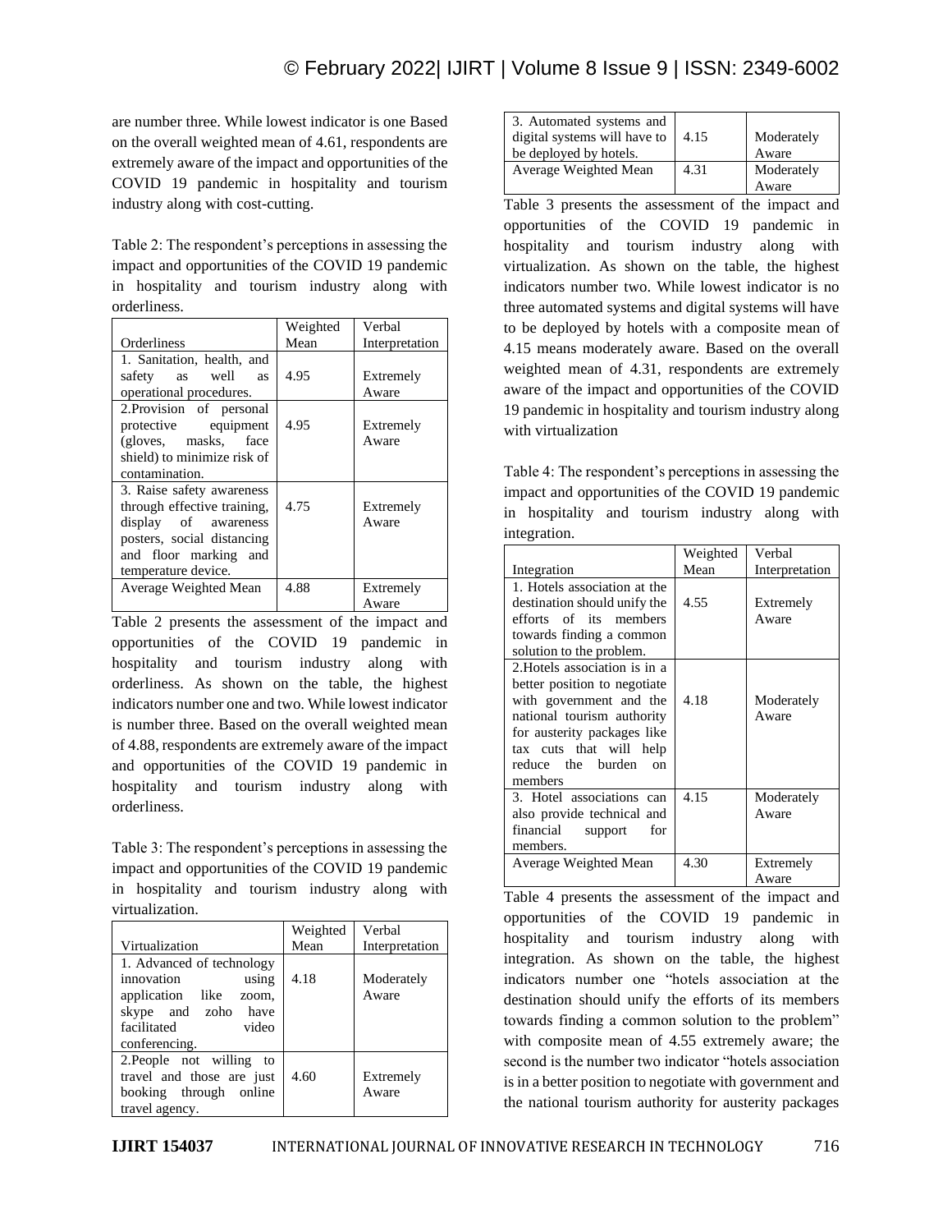are number three. While lowest indicator is one Based on the overall weighted mean of 4.61, respondents are extremely aware of the impact and opportunities of the COVID 19 pandemic in hospitality and tourism industry along with cost-cutting.

Table 2: The respondent's perceptions in assessing the impact and opportunities of the COVID 19 pandemic in hospitality and tourism industry along with orderliness.

| Orderliness | Weighted Mean | Verbal Interpretation |
|---|---|---|
| 1. Sanitation, health, and safety as well as operational procedures. | 4.95 | Extremely Aware |
| 2.Provision of personal protective equipment (gloves, masks, face shield) to minimize risk of contamination. | 4.95 | Extremely Aware |
| 3. Raise safety awareness through effective training, display of awareness posters, social distancing and floor marking and temperature device. | 4.75 | Extremely Aware |
| Average Weighted Mean | 4.88 | Extremely Aware |

Table 2 presents the assessment of the impact and opportunities of the COVID 19 pandemic in hospitality and tourism industry along with orderliness. As shown on the table, the highest indicators number one and two. While lowest indicator is number three. Based on the overall weighted mean of 4.88, respondents are extremely aware of the impact and opportunities of the COVID 19 pandemic in hospitality and tourism industry along with orderliness.

Table 3: The respondent's perceptions in assessing the impact and opportunities of the COVID 19 pandemic in hospitality and tourism industry along with virtualization.

| Virtualization | Weighted Mean | Verbal Interpretation |
|---|---|---|
| 1. Advanced of technology innovation using application like zoom, skype and zoho have facilitated video conferencing. | 4.18 | Moderately Aware |
| 2.People not willing to travel and those are just booking through online travel agency. | 4.60 | Extremely Aware |
| 3. Automated systems and digital systems will have to be deployed by hotels. | 4.15 | Moderately Aware |
| Average Weighted Mean | 4.31 | Moderately Aware |

Table 3 presents the assessment of the impact and opportunities of the COVID 19 pandemic in hospitality and tourism industry along with virtualization. As shown on the table, the highest indicators number two. While lowest indicator is no three automated systems and digital systems will have to be deployed by hotels with a composite mean of 4.15 means moderately aware. Based on the overall weighted mean of 4.31, respondents are extremely aware of the impact and opportunities of the COVID 19 pandemic in hospitality and tourism industry along with virtualization

Table 4: The respondent's perceptions in assessing the impact and opportunities of the COVID 19 pandemic in hospitality and tourism industry along with integration.

| Integration | Weighted Mean | Verbal Interpretation |
|---|---|---|
| 1. Hotels association at the destination should unify the efforts of its members towards finding a common solution to the problem. | 4.55 | Extremely Aware |
| 2.Hotels association is in a better position to negotiate with government and the national tourism authority for austerity packages like tax cuts that will help reduce the burden on members | 4.18 | Moderately Aware |
| 3. Hotel associations can also provide technical and financial support for members. | 4.15 | Moderately Aware |
| Average Weighted Mean | 4.30 | Extremely Aware |

Table 4 presents the assessment of the impact and opportunities of the COVID 19 pandemic in hospitality and tourism industry along with integration. As shown on the table, the highest indicators number one "hotels association at the destination should unify the efforts of its members towards finding a common solution to the problem" with composite mean of 4.55 extremely aware; the second is the number two indicator "hotels association is in a better position to negotiate with government and the national tourism authority for austerity packages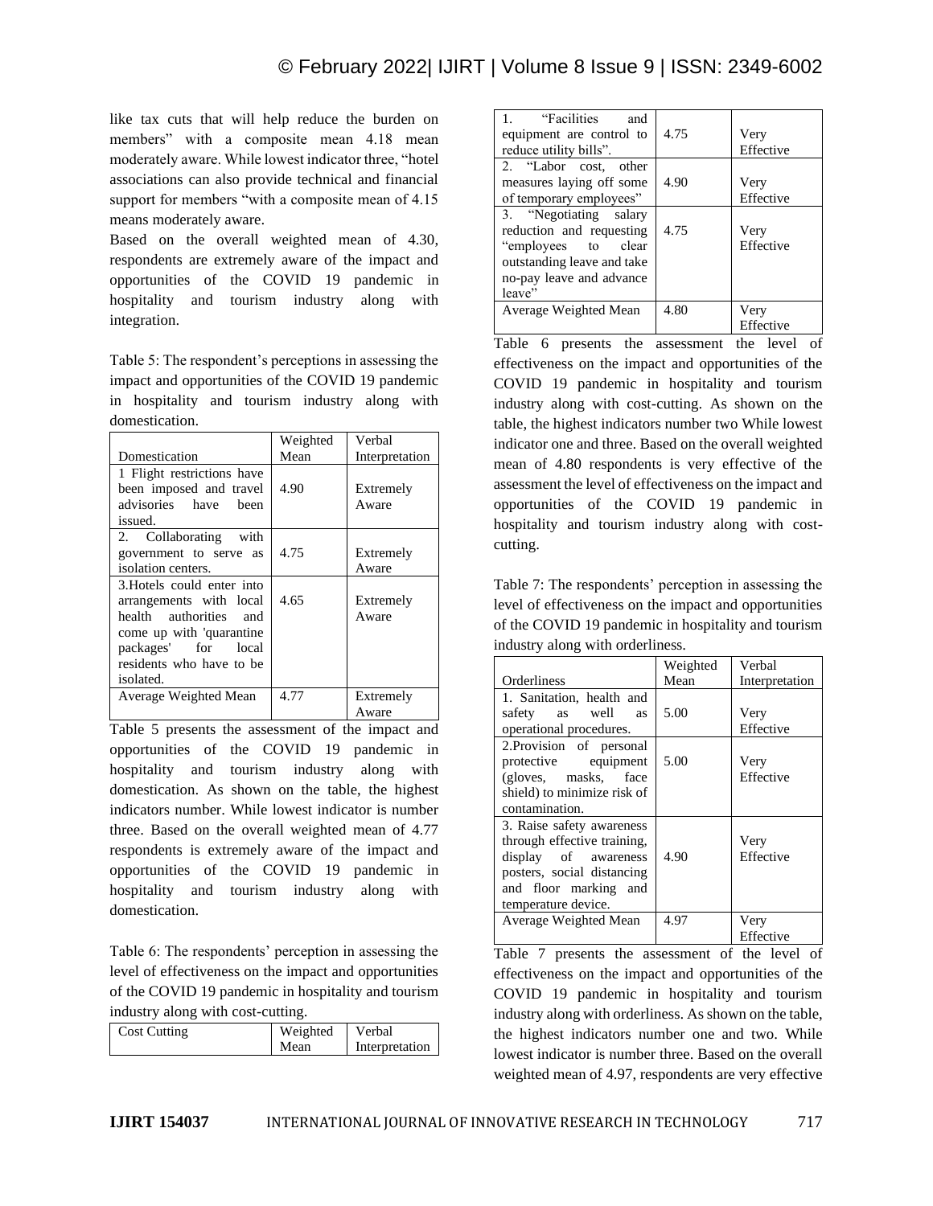like tax cuts that will help reduce the burden on members" with a composite mean 4.18 mean moderately aware. While lowest indicator three, "hotel associations can also provide technical and financial support for members "with a composite mean of 4.15 means moderately aware.

Based on the overall weighted mean of 4.30, respondents are extremely aware of the impact and opportunities of the COVID 19 pandemic in hospitality and tourism industry along with integration.

Table 5: The respondent's perceptions in assessing the impact and opportunities of the COVID 19 pandemic in hospitality and tourism industry along with domestication.

| Domestication | Weighted Mean | Verbal Interpretation |
|---|---|---|
| 1 Flight restrictions have been imposed and travel advisories have been issued. | 4.90 | Extremely Aware |
| 2. Collaborating with government to serve as isolation centers. | 4.75 | Extremely Aware |
| 3.Hotels could enter into arrangements with local health authorities and come up with 'quarantine packages' for local residents who have to be isolated. | 4.65 | Extremely Aware |
| Average Weighted Mean | 4.77 | Extremely Aware |

Table 5 presents the assessment of the impact and opportunities of the COVID 19 pandemic in hospitality and tourism industry along with domestication. As shown on the table, the highest indicators number. While lowest indicator is number three. Based on the overall weighted mean of 4.77 respondents is extremely aware of the impact and opportunities of the COVID 19 pandemic in hospitality and tourism industry along with domestication.

Table 6: The respondents' perception in assessing the level of effectiveness on the impact and opportunities of the COVID 19 pandemic in hospitality and tourism industry along with cost-cutting.

| Cost Cutting | Weighted Mean | Verbal Interpretation |
|---|---|---|
| 1. "Facilities and equipment are control to reduce utility bills". | 4.75 | Very Effective |
| 2. "Labor cost, other measures laying off some of temporary employees" | 4.90 | Very Effective |
| 3. "Negotiating salary reduction and requesting "employees to clear outstanding leave and take no-pay leave and advance leave" | 4.75 | Very Effective |
| Average Weighted Mean | 4.80 | Very Effective |

Table 6 presents the assessment the level of effectiveness on the impact and opportunities of the COVID 19 pandemic in hospitality and tourism industry along with cost-cutting. As shown on the table, the highest indicators number two While lowest indicator one and three. Based on the overall weighted mean of 4.80 respondents is very effective of the assessment the level of effectiveness on the impact and opportunities of the COVID 19 pandemic in hospitality and tourism industry along with cost-cutting.

Table 7: The respondents' perception in assessing the level of effectiveness on the impact and opportunities of the COVID 19 pandemic in hospitality and tourism industry along with orderliness.

| Orderliness | Weighted Mean | Verbal Interpretation |
|---|---|---|
| 1. Sanitation, health and safety as well as operational procedures. | 5.00 | Very Effective |
| 2.Provision of personal protective equipment (gloves, masks, face shield) to minimize risk of contamination. | 5.00 | Very Effective |
| 3. Raise safety awareness through effective training, display of awareness posters, social distancing and floor marking and temperature device. | 4.90 | Very Effective |
| Average Weighted Mean | 4.97 | Very Effective |

Table 7 presents the assessment of the level of effectiveness on the impact and opportunities of the COVID 19 pandemic in hospitality and tourism industry along with orderliness. As shown on the table, the highest indicators number one and two. While lowest indicator is number three. Based on the overall weighted mean of 4.97, respondents are very effective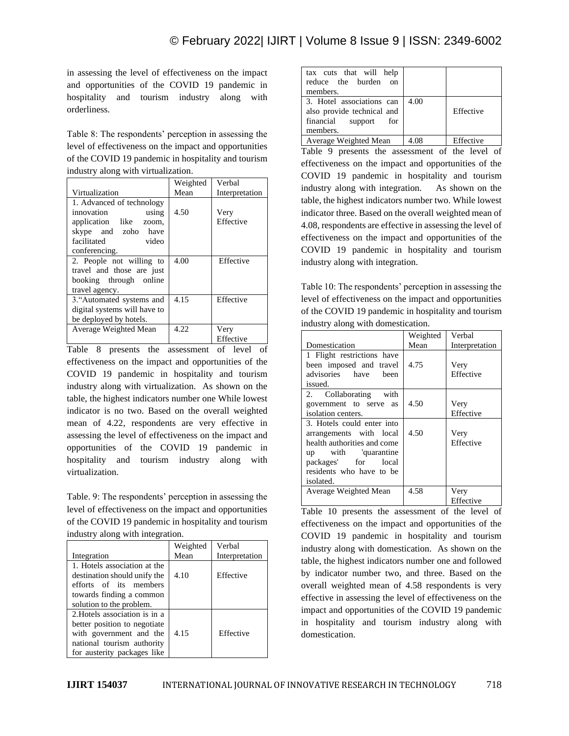in assessing the level of effectiveness on the impact and opportunities of the COVID 19 pandemic in hospitality and tourism industry along with orderliness.

Table 8: The respondents' perception in assessing the level of effectiveness on the impact and opportunities of the COVID 19 pandemic in hospitality and tourism industry along with virtualization.

| Virtualization | Weighted Mean | Verbal Interpretation |
|---|---|---|
| 1. Advanced of technology innovation using application like zoom, skype and zoho have facilitated video conferencing. | 4.50 | Very Effective |
| 2. People not willing to travel and those are just booking through online travel agency. | 4.00 | Effective |
| 3."Automated systems and digital systems will have to be deployed by hotels. | 4.15 | Effective |
| Average Weighted Mean | 4.22 | Very Effective |

Table 8 presents the assessment of level of effectiveness on the impact and opportunities of the COVID 19 pandemic in hospitality and tourism industry along with virtualization. As shown on the table, the highest indicators number one While lowest indicator is no two. Based on the overall weighted mean of 4.22, respondents are very effective in assessing the level of effectiveness on the impact and opportunities of the COVID 19 pandemic in hospitality and tourism industry along with virtualization.

Table. 9: The respondents' perception in assessing the level of effectiveness on the impact and opportunities of the COVID 19 pandemic in hospitality and tourism industry along with integration.

| Integration | Weighted Mean | Verbal Interpretation |
|---|---|---|
| 1. Hotels association at the destination should unify the efforts of its members towards finding a common solution to the problem. | 4.10 | Effective |
| 2.Hotels association is in a better position to negotiate with government and the national tourism authority for austerity packages like tax cuts that will help reduce the burden on members. | 4.15 | Effective |
| 3. Hotel associations can also provide technical and financial support for members. | 4.00 | Effective |
| Average Weighted Mean | 4.08 | Effective |

Table 9 presents the assessment of the level of effectiveness on the impact and opportunities of the COVID 19 pandemic in hospitality and tourism industry along with integration. As shown on the table, the highest indicators number two. While lowest indicator three. Based on the overall weighted mean of 4.08, respondents are effective in assessing the level of effectiveness on the impact and opportunities of the COVID 19 pandemic in hospitality and tourism industry along with integration.

Table 10: The respondents' perception in assessing the level of effectiveness on the impact and opportunities of the COVID 19 pandemic in hospitality and tourism industry along with domestication.

| Domestication | Weighted Mean | Verbal Interpretation |
|---|---|---|
| 1 Flight restrictions have been imposed and travel advisories have been issued. | 4.75 | Very Effective |
| 2. Collaborating with government to serve as isolation centers. | 4.50 | Very Effective |
| 3. Hotels could enter into arrangements with local health authorities and come up with 'quarantine packages' for local residents who have to be isolated. | 4.50 | Very Effective |
| Average Weighted Mean | 4.58 | Very Effective |

Table 10 presents the assessment of the level of effectiveness on the impact and opportunities of the COVID 19 pandemic in hospitality and tourism industry along with domestication. As shown on the table, the highest indicators number one and followed by indicator number two, and three. Based on the overall weighted mean of 4.58 respondents is very effective in assessing the level of effectiveness on the impact and opportunities of the COVID 19 pandemic in hospitality and tourism industry along with domestication.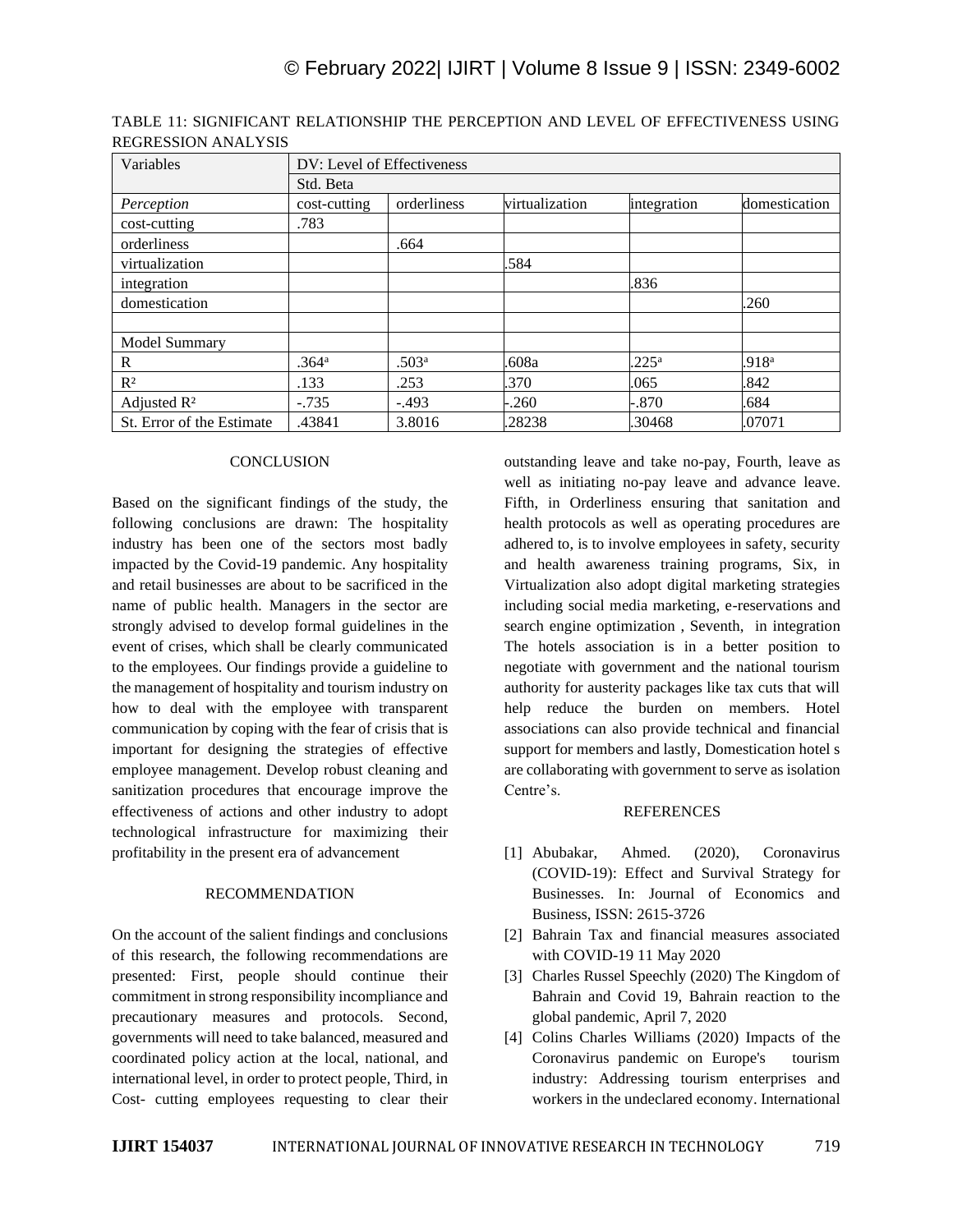TABLE 11: SIGNIFICANT RELATIONSHIP THE PERCEPTION AND LEVEL OF EFFECTIVENESS USING REGRESSION ANALYSIS

| Variables | DV: Level of Effectiveness | | | | |
|---|---|---|---|---|---|
| | Std. Beta | | | | |
| *Perception* | cost-cutting | orderliness | virtualization | integration | domestication |
| cost-cutting | .783 | | | | |
| orderliness | | .664 | | | |
| virtualization | | | .584 | | |
| integration | | | | .836 | |
| domestication | | | | | .260 |
| | | | | | |
| Model Summary | | | | | |
| R | .364[a] | .503[a] | .608a | .225[a] | .918[a] |
| $R^2$ | .133 | .253 | .370 | .065 | .842 |
| Adjusted $R^2$ | -.735 | -.493 | -.260 | -.870 | .684 |
| St. Error of the Estimate | .43841 | 3.8016 | .28238 | .30468 | .07071 |

## CONCLUSION

Based on the significant findings of the study, the following conclusions are drawn: The hospitality industry has been one of the sectors most badly impacted by the Covid-19 pandemic. Any hospitality and retail businesses are about to be sacrificed in the name of public health. Managers in the sector are strongly advised to develop formal guidelines in the event of crises, which shall be clearly communicated to the employees. Our findings provide a guideline to the management of hospitality and tourism industry on how to deal with the employee with transparent communication by coping with the fear of crisis that is important for designing the strategies of effective employee management. Develop robust cleaning and sanitization procedures that encourage improve the effectiveness of actions and other industry to adopt technological infrastructure for maximizing their profitability in the present era of advancement

## RECOMMENDATION

On the account of the salient findings and conclusions of this research, the following recommendations are presented: First, people should continue their commitment in strong responsibility incompliance and precautionary measures and protocols. Second, governments will need to take balanced, measured and coordinated policy action at the local, national, and international level, in order to protect people, Third, in Cost- cutting employees requesting to clear their outstanding leave and take no-pay, Fourth, leave as well as initiating no-pay leave and advance leave. Fifth, in Orderliness ensuring that sanitation and health protocols as well as operating procedures are adhered to, is to involve employees in safety, security and health awareness training programs, Six, in Virtualization also adopt digital marketing strategies including social media marketing, e-reservations and search engine optimization , Seventh, in integration The hotels association is in a better position to negotiate with government and the national tourism authority for austerity packages like tax cuts that will help reduce the burden on members. Hotel associations can also provide technical and financial support for members and lastly, Domestication hotel s are collaborating with government to serve as isolation Centre's.

## REFERENCES

[1] Abubakar, Ahmed. (2020), Coronavirus (COVID-19): Effect and Survival Strategy for Businesses. In: Journal of Economics and Business, ISSN: 2615-3726

[2] Bahrain Tax and financial measures associated with COVID-19 11 May 2020

[3] Charles Russel Speechly (2020) The Kingdom of Bahrain and Covid 19, Bahrain reaction to the global pandemic, April 7, 2020

[4] Colins Charles Williams (2020) Impacts of the Coronavirus pandemic on Europe's tourism industry: Addressing tourism enterprises and workers in the undeclared economy. International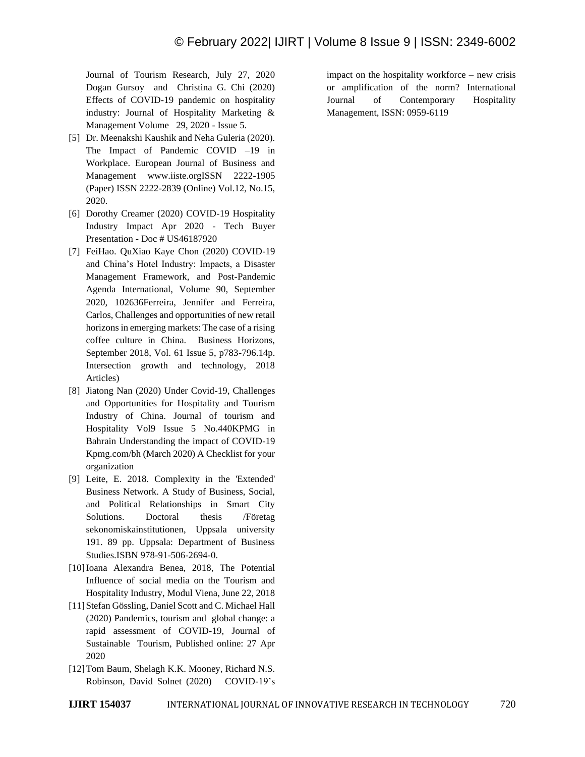Journal of Tourism Research, July 27, 2020 Dogan Gursoy and Christina G. Chi (2020) Effects of COVID-19 pandemic on hospitality industry: Journal of Hospitality Marketing & Management Volume 29, 2020 - Issue 5.

[5] Dr. Meenakshi Kaushik and Neha Guleria (2020). The Impact of Pandemic COVID –19 in Workplace. European Journal of Business and Management www.iiste.orgISSN 2222-1905 (Paper) ISSN 2222-2839 (Online) Vol.12, No.15, 2020.

[6] Dorothy Creamer (2020) COVID-19 Hospitality Industry Impact Apr 2020 - Tech Buyer Presentation - Doc # US46187920

[7] FeiHao. QuXiao Kaye Chon (2020) COVID-19 and China's Hotel Industry: Impacts, a Disaster Management Framework, and Post-Pandemic Agenda International, Volume 90, September 2020, 102636Ferreira, Jennifer and Ferreira, Carlos, Challenges and opportunities of new retail horizons in emerging markets: The case of a rising coffee culture in China. Business Horizons, September 2018, Vol. 61 Issue 5, p783-796.14p. Intersection growth and technology, 2018 Articles)

[8] Jiatong Nan (2020) Under Covid-19, Challenges and Opportunities for Hospitality and Tourism Industry of China. Journal of tourism and Hospitality Vol9 Issue 5 No.440KPMG in Bahrain Understanding the impact of COVID-19 Kpmg.com/bh (March 2020) A Checklist for your organization

[9] Leite, E. 2018. Complexity in the 'Extended' Business Network. A Study of Business, Social, and Political Relationships in Smart City Solutions. Doctoral thesis /Företag sekonomiskainstitutionen, Uppsala university 191. 89 pp. Uppsala: Department of Business Studies.ISBN 978-91-506-2694-0.

[10] Ioana Alexandra Benea, 2018, The Potential Influence of social media on the Tourism and Hospitality Industry, Modul Viena, June 22, 2018

[11] Stefan Gössling, Daniel Scott and C. Michael Hall (2020) Pandemics, tourism and global change: a rapid assessment of COVID-19, Journal of Sustainable Tourism, Published online: 27 Apr 2020

[12] Tom Baum, Shelagh K.K. Mooney, Richard N.S. Robinson, David Solnet (2020) COVID-19's impact on the hospitality workforce – new crisis or amplification of the norm? International Journal of Contemporary Hospitality Management, ISSN: 0959-6119